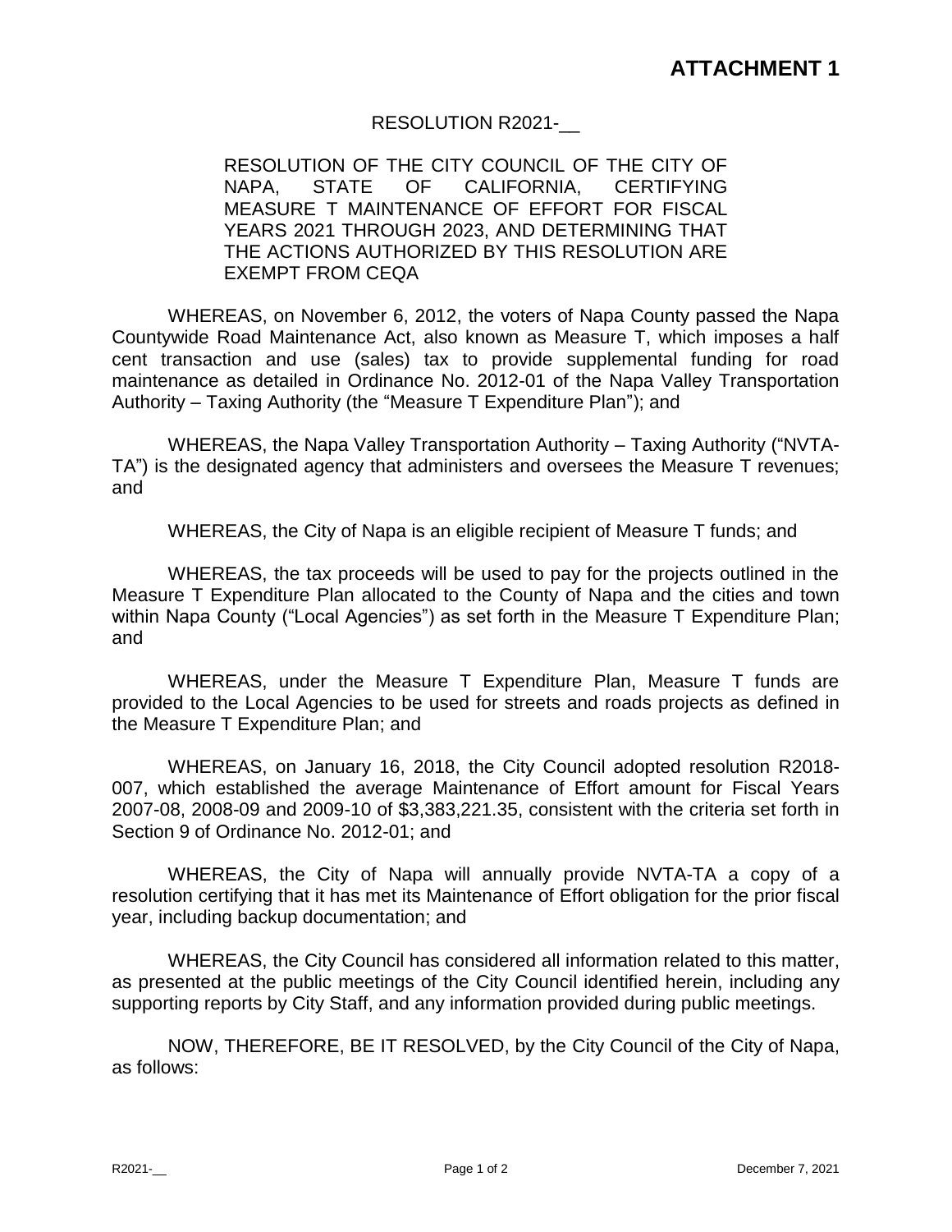# ATTACHMENT 1

RESOLUTION R2021-__

RESOLUTION OF THE CITY COUNCIL OF THE CITY OF NAPA, STATE OF CALIFORNIA, CERTIFYING MEASURE T MAINTENANCE OF EFFORT FOR FISCAL YEARS 2021 THROUGH 2023, AND DETERMINING THAT THE ACTIONS AUTHORIZED BY THIS RESOLUTION ARE EXEMPT FROM CEQA

WHEREAS, on November 6, 2012, the voters of Napa County passed the Napa Countywide Road Maintenance Act, also known as Measure T, which imposes a half cent transaction and use (sales) tax to provide supplemental funding for road maintenance as detailed in Ordinance No. 2012-01 of the Napa Valley Transportation Authority – Taxing Authority (the "Measure T Expenditure Plan"); and

WHEREAS, the Napa Valley Transportation Authority – Taxing Authority ("NVTA-TA") is the designated agency that administers and oversees the Measure T revenues; and

WHEREAS, the City of Napa is an eligible recipient of Measure T funds; and

WHEREAS, the tax proceeds will be used to pay for the projects outlined in the Measure T Expenditure Plan allocated to the County of Napa and the cities and town within Napa County ("Local Agencies") as set forth in the Measure T Expenditure Plan; and

WHEREAS, under the Measure T Expenditure Plan, Measure T funds are provided to the Local Agencies to be used for streets and roads projects as defined in the Measure T Expenditure Plan; and

WHEREAS, on January 16, 2018, the City Council adopted resolution R2018-007, which established the average Maintenance of Effort amount for Fiscal Years 2007-08, 2008-09 and 2009-10 of $3,383,221.35, consistent with the criteria set forth in Section 9 of Ordinance No. 2012-01; and

WHEREAS, the City of Napa will annually provide NVTA-TA a copy of a resolution certifying that it has met its Maintenance of Effort obligation for the prior fiscal year, including backup documentation; and

WHEREAS, the City Council has considered all information related to this matter, as presented at the public meetings of the City Council identified herein, including any supporting reports by City Staff, and any information provided during public meetings.

NOW, THEREFORE, BE IT RESOLVED, by the City Council of the City of Napa, as follows: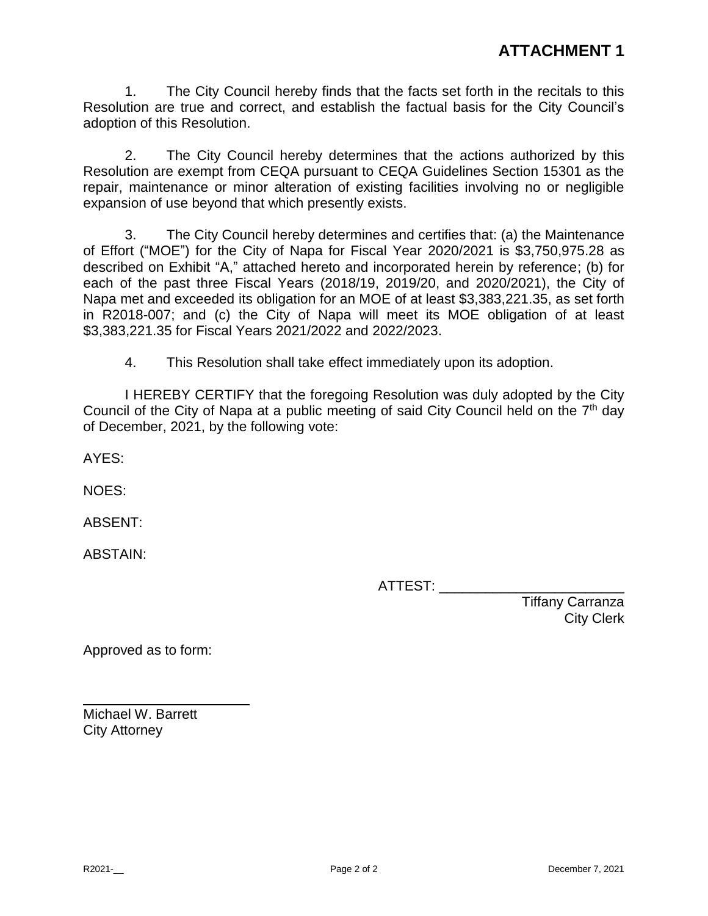# ATTACHMENT 1

1. The City Council hereby finds that the facts set forth in the recitals to this Resolution are true and correct, and establish the factual basis for the City Council's adoption of this Resolution.

2. The City Council hereby determines that the actions authorized by this Resolution are exempt from CEQA pursuant to CEQA Guidelines Section 15301 as the repair, maintenance or minor alteration of existing facilities involving no or negligible expansion of use beyond that which presently exists.

3. The City Council hereby determines and certifies that: (a) the Maintenance of Effort ("MOE") for the City of Napa for Fiscal Year 2020/2021 is $3,750,975.28 as described on Exhibit "A," attached hereto and incorporated herein by reference; (b) for each of the past three Fiscal Years (2018/19, 2019/20, and 2020/2021), the City of Napa met and exceeded its obligation for an MOE of at least $3,383,221.35, as set forth in R2018-007; and (c) the City of Napa will meet its MOE obligation of at least $3,383,221.35 for Fiscal Years 2021/2022 and 2022/2023.

4. This Resolution shall take effect immediately upon its adoption.

I HEREBY CERTIFY that the foregoing Resolution was duly adopted by the City Council of the City of Napa at a public meeting of said City Council held on the 7th day of December, 2021, by the following vote:

AYES:

NOES:

ABSENT:

ABSTAIN:

ATTEST: ________________________
Tiffany Carranza
City Clerk

Approved as to form:

________________________
Michael W. Barrett
City Attorney